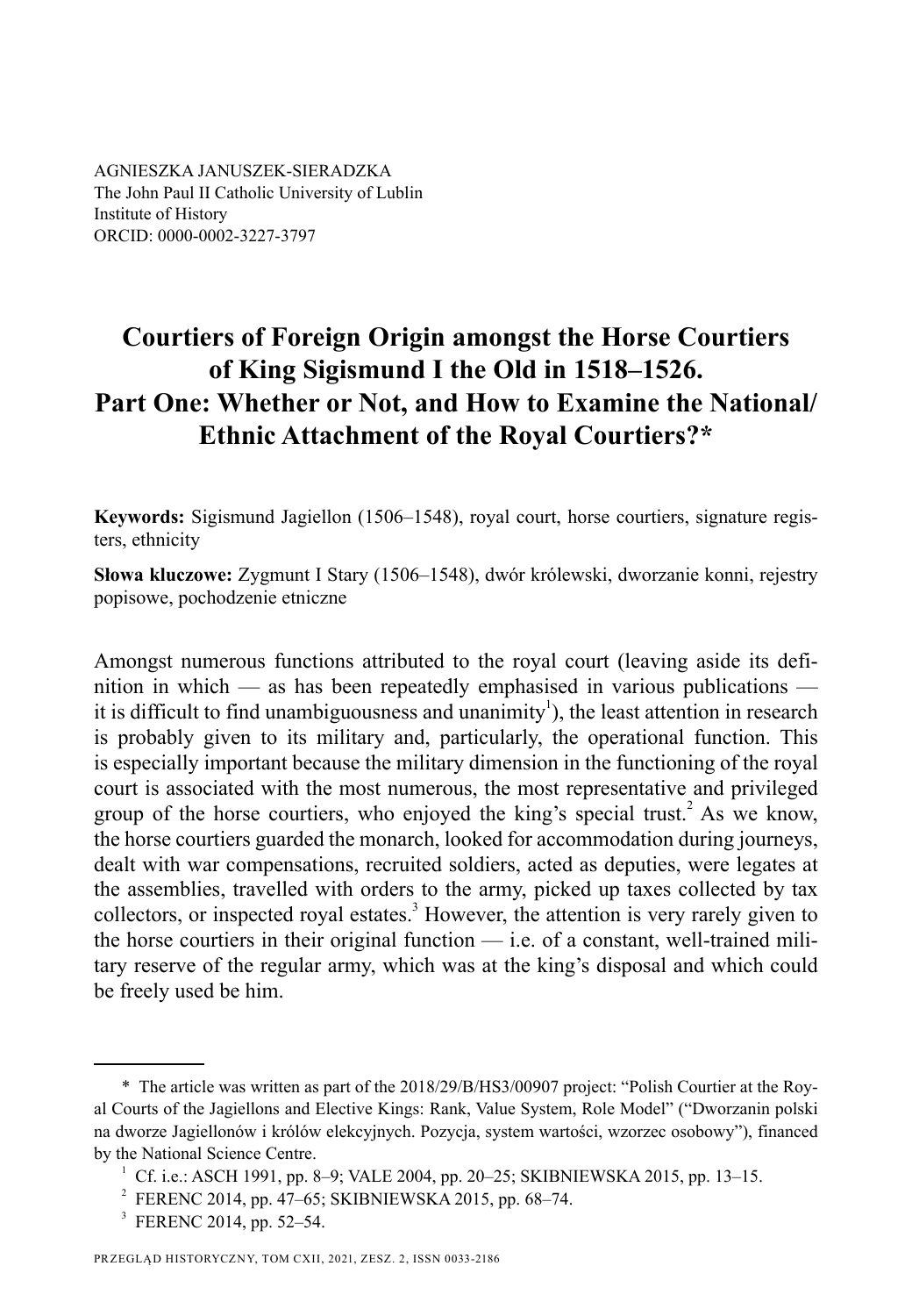AGNIESZKA JANUSZEK-SIERADZKA
The John Paul II Catholic University of Lublin
Institute of History
ORCID: 0000-0002-3227-3797

# Courtiers of Foreign Origin amongst the Horse Courtiers of King Sigismund I the Old in 1518–1526. Part One: Whether or Not, and How to Examine the National/Ethnic Attachment of the Royal Courtiers?*

**Keywords:** Sigismund Jagiellon (1506–1548), royal court, horse courtiers, signature registers, ethnicity

**Słowa kluczowe:** Zygmunt I Stary (1506–1548), dwór królewski, dworzanie konni, rejestry popisowe, pochodzenie etniczne

Amongst numerous functions attributed to the royal court (leaving aside its definition in which — as has been repeatedly emphasised in various publications — it is difficult to find unambiguousness and unanimity[1]), the least attention in research is probably given to its military and, particularly, the operational function. This is especially important because the military dimension in the functioning of the royal court is associated with the most numerous, the most representative and privileged group of the horse courtiers, who enjoyed the king's special trust.[2] As we know, the horse courtiers guarded the monarch, looked for accommodation during journeys, dealt with war compensations, recruited soldiers, acted as deputies, were legates at the assemblies, travelled with orders to the army, picked up taxes collected by tax collectors, or inspected royal estates.[3] However, the attention is very rarely given to the horse courtiers in their original function — i.e. of a constant, well-trained military reserve of the regular army, which was at the king's disposal and which could be freely used be him.

---

\* The article was written as part of the 2018/29/B/HS3/00907 project: "Polish Courtier at the Royal Courts of the Jagiellons and Elective Kings: Rank, Value System, Role Model" ("Dworzanin polski na dworze Jagiellonów i królów elekcyjnych. Pozycja, system wartości, wzorzec osobowy"), financed by the National Science Centre.

[1] Cf. i.e.: ASCH 1991, pp. 8–9; VALE 2004, pp. 20–25; SKIBNIEWSKA 2015, pp. 13–15.

[2] FERENC 2014, pp. 47–65; SKIBNIEWSKA 2015, pp. 68–74.

[3] FERENC 2014, pp. 52–54.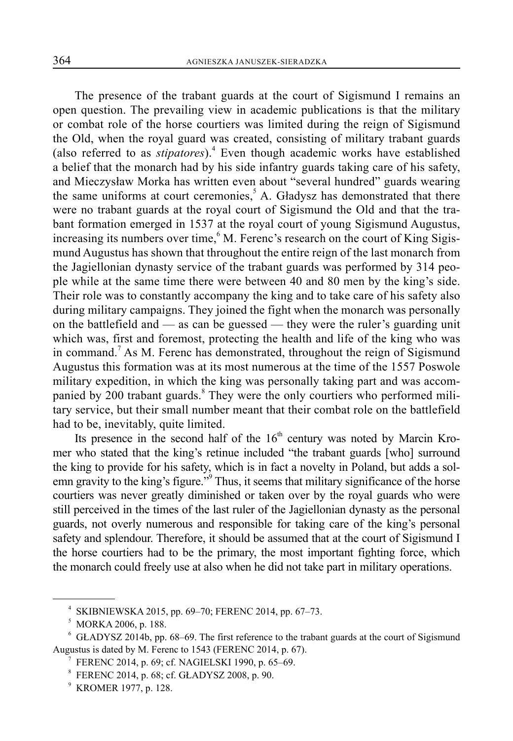The presence of the trabant guards at the court of Sigismund I remains an open question. The prevailing view in academic publications is that the military or combat role of the horse courtiers was limited during the reign of Sigismund the Old, when the royal guard was created, consisting of military trabant guards (also referred to as *stipatores*).[4] Even though academic works have established a belief that the monarch had by his side infantry guards taking care of his safety, and Mieczysław Morka has written even about "several hundred" guards wearing the same uniforms at court ceremonies,[5] A. Gładysz has demonstrated that there were no trabant guards at the royal court of Sigismund the Old and that the trabant formation emerged in 1537 at the royal court of young Sigismund Augustus, increasing its numbers over time,[6] M. Ferenc's research on the court of King Sigismund Augustus has shown that throughout the entire reign of the last monarch from the Jagiellonian dynasty service of the trabant guards was performed by 314 people while at the same time there were between 40 and 80 men by the king's side. Their role was to constantly accompany the king and to take care of his safety also during military campaigns. They joined the fight when the monarch was personally on the battlefield and — as can be guessed — they were the ruler's guarding unit which was, first and foremost, protecting the health and life of the king who was in command.[7] As M. Ferenc has demonstrated, throughout the reign of Sigismund Augustus this formation was at its most numerous at the time of the 1557 Poswole military expedition, in which the king was personally taking part and was accompanied by 200 trabant guards.[8] They were the only courtiers who performed military service, but their small number meant that their combat role on the battlefield had to be, inevitably, quite limited.

Its presence in the second half of the 16th century was noted by Marcin Kromer who stated that the king's retinue included "the trabant guards [who] surround the king to provide for his safety, which is in fact a novelty in Poland, but adds a solemn gravity to the king's figure."[9] Thus, it seems that military significance of the horse courtiers was never greatly diminished or taken over by the royal guards who were still perceived in the times of the last ruler of the Jagiellonian dynasty as the personal guards, not overly numerous and responsible for taking care of the king's personal safety and splendour. Therefore, it should be assumed that at the court of Sigismund I the horse courtiers had to be the primary, the most important fighting force, which the monarch could freely use at also when he did not take part in military operations.

---

[4] SKIBNIEWSKA 2015, pp. 69–70; FERENC 2014, pp. 67–73.

[5] MORKA 2006, p. 188.

[6] GŁADYSZ 2014b, pp. 68–69. The first reference to the trabant guards at the court of Sigismund Augustus is dated by M. Ferenc to 1543 (FERENC 2014, p. 67).

[7] FERENC 2014, p. 69; cf. NAGIELSKI 1990, p. 65–69.

[8] FERENC 2014, p. 68; cf. GŁADYSZ 2008, p. 90.

[9] KROMER 1977, p. 128.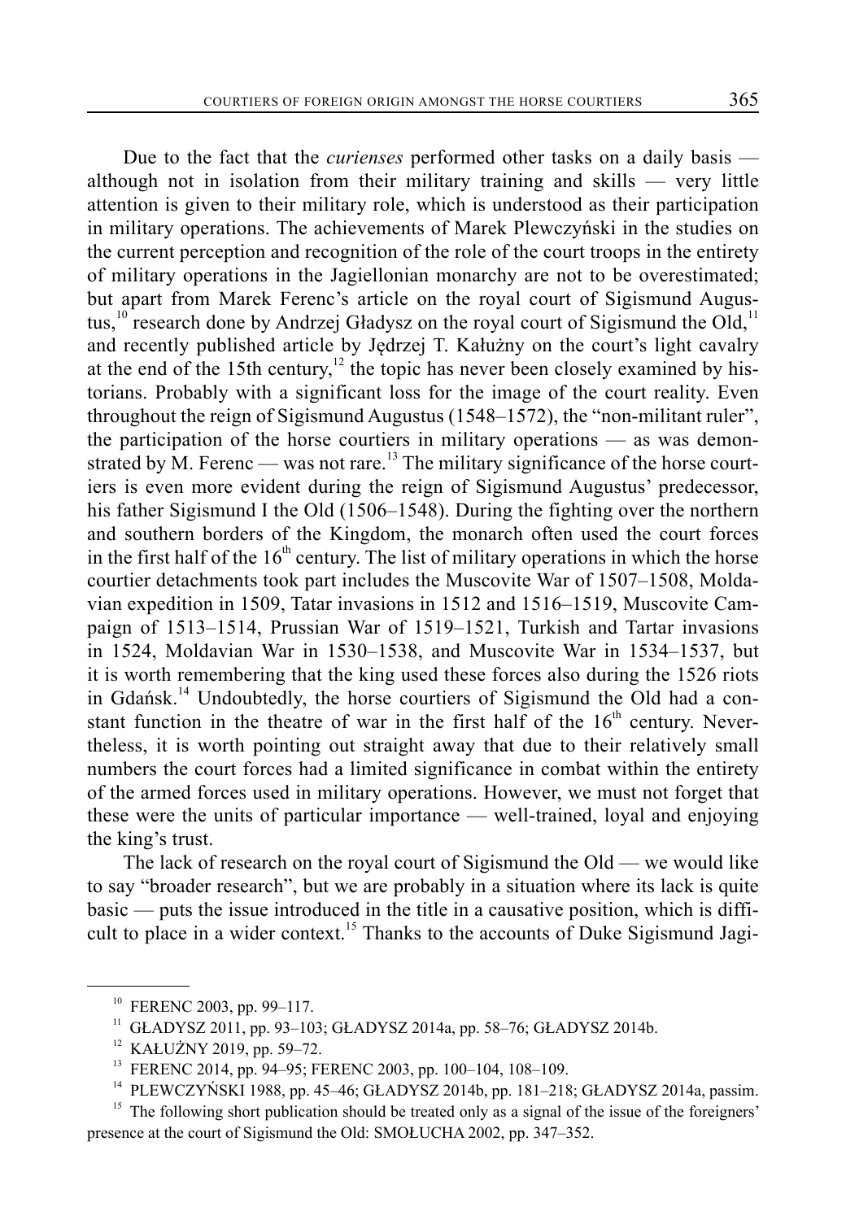Due to the fact that the *curienses* performed other tasks on a daily basis — although not in isolation from their military training and skills — very little attention is given to their military role, which is understood as their participation in military operations. The achievements of Marek Plewczyński in the studies on the current perception and recognition of the role of the court troops in the entirety of military operations in the Jagiellonian monarchy are not to be overestimated; but apart from Marek Ferenc's article on the royal court of Sigismund Augustus,[10] research done by Andrzej Gładysz on the royal court of Sigismund the Old,[11] and recently published article by Jędrzej T. Kałużny on the court's light cavalry at the end of the 15th century,[12] the topic has never been closely examined by historians. Probably with a significant loss for the image of the court reality. Even throughout the reign of Sigismund Augustus (1548–1572), the "non-militant ruler", the participation of the horse courtiers in military operations — as was demonstrated by M. Ferenc — was not rare.[13] The military significance of the horse courtiers is even more evident during the reign of Sigismund Augustus' predecessor, his father Sigismund I the Old (1506–1548). During the fighting over the northern and southern borders of the Kingdom, the monarch often used the court forces in the first half of the 16th century. The list of military operations in which the horse courtier detachments took part includes the Muscovite War of 1507–1508, Moldavian expedition in 1509, Tatar invasions in 1512 and 1516–1519, Muscovite Campaign of 1513–1514, Prussian War of 1519–1521, Turkish and Tartar invasions in 1524, Moldavian War in 1530–1538, and Muscovite War in 1534–1537, but it is worth remembering that the king used these forces also during the 1526 riots in Gdańsk.[14] Undoubtedly, the horse courtiers of Sigismund the Old had a constant function in the theatre of war in the first half of the 16th century. Nevertheless, it is worth pointing out straight away that due to their relatively small numbers the court forces had a limited significance in combat within the entirety of the armed forces used in military operations. However, we must not forget that these were the units of particular importance — well-trained, loyal and enjoying the king's trust.

The lack of research on the royal court of Sigismund the Old — we would like to say "broader research", but we are probably in a situation where its lack is quite basic — puts the issue introduced in the title in a causative position, which is difficult to place in a wider context.[15] Thanks to the accounts of Duke Sigismund Jagi-

---

[10] FERENC 2003, pp. 99–117.

[11] GŁADYSZ 2011, pp. 93–103; GŁADYSZ 2014a, pp. 58–76; GŁADYSZ 2014b.

[12] KAŁUŻNY 2019, pp. 59–72.

[13] FERENC 2014, pp. 94–95; FERENC 2003, pp. 100–104, 108–109.

[14] PLEWCZYŃSKI 1988, pp. 45–46; GŁADYSZ 2014b, pp. 181–218; GŁADYSZ 2014a, passim.

[15] The following short publication should be treated only as a signal of the issue of the foreigners' presence at the court of Sigismund the Old: SMOŁUCHA 2002, pp. 347–352.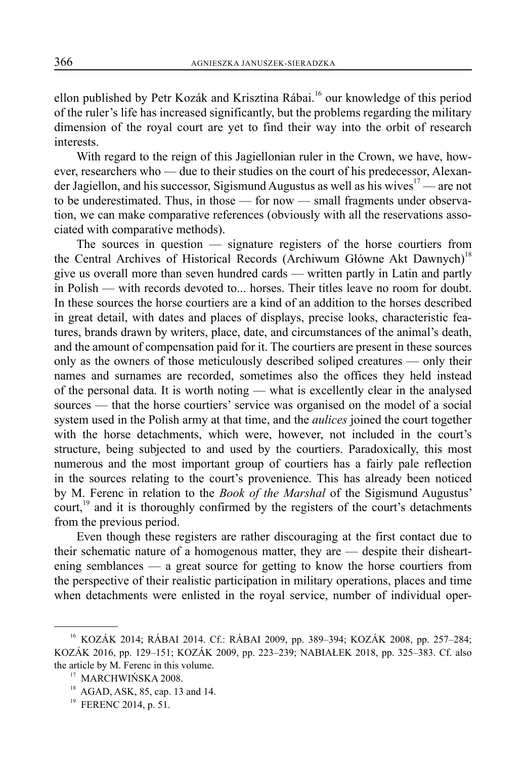ellon published by Petr Kozák and Krisztina Rábai.[16] our knowledge of this period of the ruler's life has increased significantly, but the problems regarding the military dimension of the royal court are yet to find their way into the orbit of research interests.

With regard to the reign of this Jagiellonian ruler in the Crown, we have, however, researchers who — due to their studies on the court of his predecessor, Alexander Jagiellon, and his successor, Sigismund Augustus as well as his wives[17] — are not to be underestimated. Thus, in those — for now — small fragments under observation, we can make comparative references (obviously with all the reservations associated with comparative methods).

The sources in question — signature registers of the horse courtiers from the Central Archives of Historical Records (Archiwum Główne Akt Dawnych)[18] give us overall more than seven hundred cards — written partly in Latin and partly in Polish — with records devoted to... horses. Their titles leave no room for doubt. In these sources the horse courtiers are a kind of an addition to the horses described in great detail, with dates and places of displays, precise looks, characteristic features, brands drawn by writers, place, date, and circumstances of the animal's death, and the amount of compensation paid for it. The courtiers are present in these sources only as the owners of those meticulously described soliped creatures — only their names and surnames are recorded, sometimes also the offices they held instead of the personal data. It is worth noting — what is excellently clear in the analysed sources — that the horse courtiers' service was organised on the model of a social system used in the Polish army at that time, and the *aulices* joined the court together with the horse detachments, which were, however, not included in the court's structure, being subjected to and used by the courtiers. Paradoxically, this most numerous and the most important group of courtiers has a fairly pale reflection in the sources relating to the court's provenience. This has already been noticed by M. Ferenc in relation to the *Book of the Marshal* of the Sigismund Augustus' court,[19] and it is thoroughly confirmed by the registers of the court's detachments from the previous period.

Even though these registers are rather discouraging at the first contact due to their schematic nature of a homogenous matter, they are — despite their disheartening semblances — a great source for getting to know the horse courtiers from the perspective of their realistic participation in military operations, places and time when detachments were enlisted in the royal service, number of individual oper-

---

[16] KOZÁK 2014; RÁBAI 2014. Cf.: RÁBAI 2009, pp. 389–394; KOZÁK 2008, pp. 257–284; KOZÁK 2016, pp. 129–151; KOZÁK 2009, pp. 223–239; NABIAŁEK 2018, pp. 325–383. Cf. also the article by M. Ferenc in this volume.

[17] MARCHWIŃSKA 2008.

[18] AGAD, ASK, 85, cap. 13 and 14.

[19] FERENC 2014, p. 51.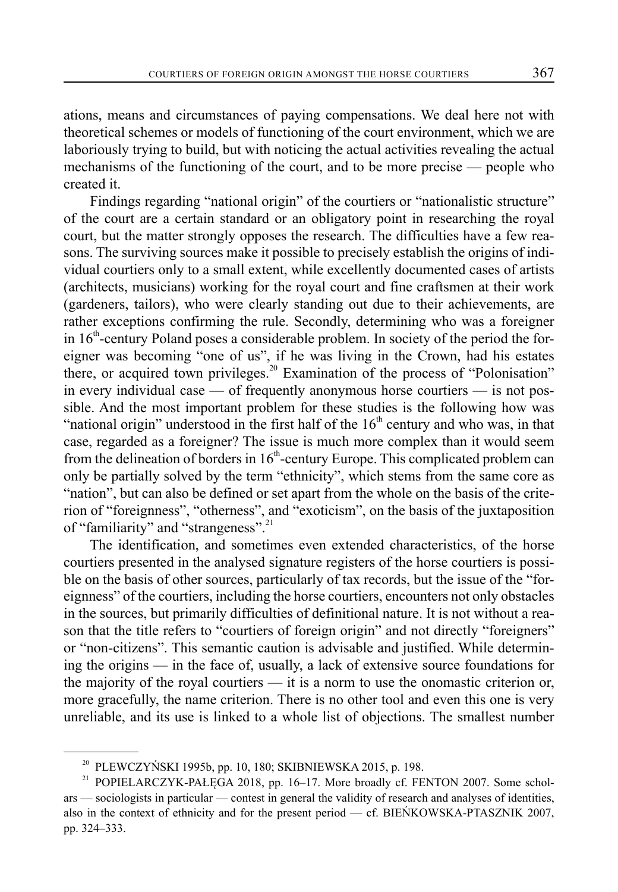ations, means and circumstances of paying compensations. We deal here not with theoretical schemes or models of functioning of the court environment, which we are laboriously trying to build, but with noticing the actual activities revealing the actual mechanisms of the functioning of the court, and to be more precise — people who created it.

Findings regarding "national origin" of the courtiers or "nationalistic structure" of the court are a certain standard or an obligatory point in researching the royal court, but the matter strongly opposes the research. The difficulties have a few reasons. The surviving sources make it possible to precisely establish the origins of individual courtiers only to a small extent, while excellently documented cases of artists (architects, musicians) working for the royal court and fine craftsmen at their work (gardeners, tailors), who were clearly standing out due to their achievements, are rather exceptions confirming the rule. Secondly, determining who was a foreigner in 16th-century Poland poses a considerable problem. In society of the period the foreigner was becoming "one of us", if he was living in the Crown, had his estates there, or acquired town privileges.[20] Examination of the process of "Polonisation" in every individual case — of frequently anonymous horse courtiers — is not possible. And the most important problem for these studies is the following how was "national origin" understood in the first half of the 16th century and who was, in that case, regarded as a foreigner? The issue is much more complex than it would seem from the delineation of borders in 16th-century Europe. This complicated problem can only be partially solved by the term "ethnicity", which stems from the same core as "nation", but can also be defined or set apart from the whole on the basis of the criterion of "foreignness", "otherness", and "exoticism", on the basis of the juxtaposition of "familiarity" and "strangeness".[21]

The identification, and sometimes even extended characteristics, of the horse courtiers presented in the analysed signature registers of the horse courtiers is possible on the basis of other sources, particularly of tax records, but the issue of the "foreignness" of the courtiers, including the horse courtiers, encounters not only obstacles in the sources, but primarily difficulties of definitional nature. It is not without a reason that the title refers to "courtiers of foreign origin" and not directly "foreigners" or "non-citizens". This semantic caution is advisable and justified. While determining the origins — in the face of, usually, a lack of extensive source foundations for the majority of the royal courtiers — it is a norm to use the onomastic criterion or, more gracefully, the name criterion. There is no other tool and even this one is very unreliable, and its use is linked to a whole list of objections. The smallest number

---

[20] PLEWCZYŃSKI 1995b, pp. 10, 180; SKIBNIEWSKA 2015, p. 198.

[21] POPIELARCZYK-PAŁĘGA 2018, pp. 16–17. More broadly cf. FENTON 2007. Some scholars — sociologists in particular — contest in general the validity of research and analyses of identities, also in the context of ethnicity and for the present period — cf. BIEŃKOWSKA-PTASZNIK 2007, pp. 324–333.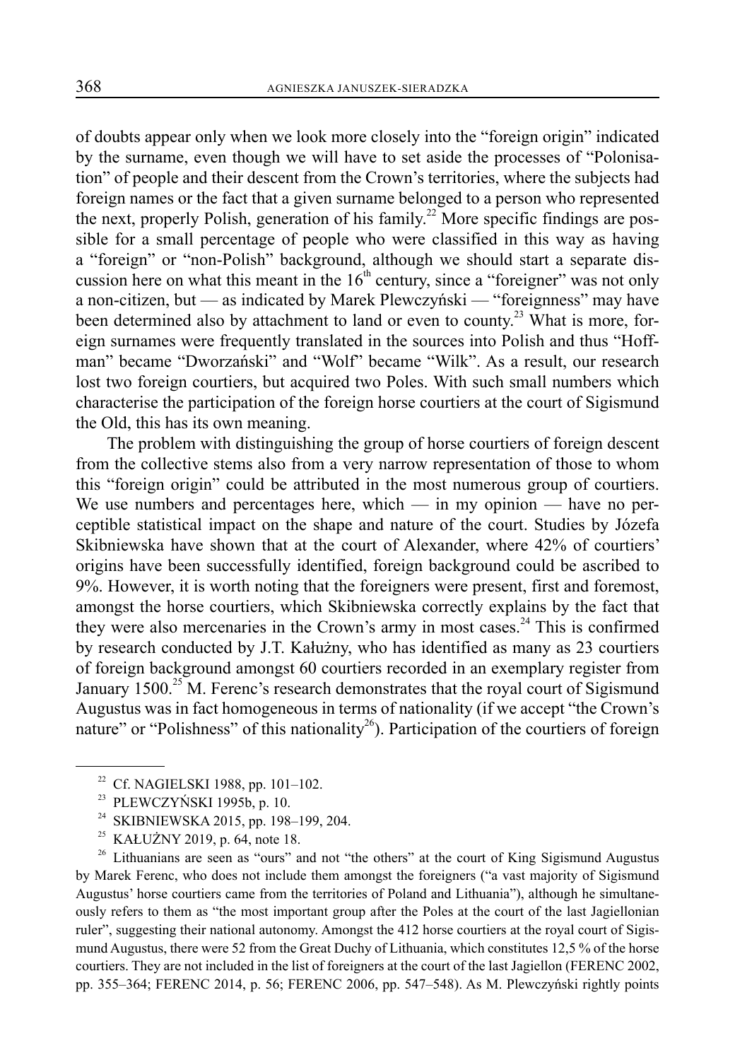of doubts appear only when we look more closely into the "foreign origin" indicated by the surname, even though we will have to set aside the processes of "Polonisation" of people and their descent from the Crown's territories, where the subjects had foreign names or the fact that a given surname belonged to a person who represented the next, properly Polish, generation of his family.[22] More specific findings are possible for a small percentage of people who were classified in this way as having a "foreign" or "non-Polish" background, although we should start a separate discussion here on what this meant in the 16th century, since a "foreigner" was not only a non-citizen, but — as indicated by Marek Plewczyński — "foreignness" may have been determined also by attachment to land or even to county.[23] What is more, foreign surnames were frequently translated in the sources into Polish and thus "Hoffman" became "Dworzański" and "Wolf" became "Wilk". As a result, our research lost two foreign courtiers, but acquired two Poles. With such small numbers which characterise the participation of the foreign horse courtiers at the court of Sigismund the Old, this has its own meaning.

The problem with distinguishing the group of horse courtiers of foreign descent from the collective stems also from a very narrow representation of those to whom this "foreign origin" could be attributed in the most numerous group of courtiers. We use numbers and percentages here, which — in my opinion — have no perceptible statistical impact on the shape and nature of the court. Studies by Józefa Skibniewska have shown that at the court of Alexander, where 42% of courtiers' origins have been successfully identified, foreign background could be ascribed to 9%. However, it is worth noting that the foreigners were present, first and foremost, amongst the horse courtiers, which Skibniewska correctly explains by the fact that they were also mercenaries in the Crown's army in most cases.[24] This is confirmed by research conducted by J.T. Kałużny, who has identified as many as 23 courtiers of foreign background amongst 60 courtiers recorded in an exemplary register from January 1500.[25] M. Ferenc's research demonstrates that the royal court of Sigismund Augustus was in fact homogeneous in terms of nationality (if we accept "the Crown's nature" or "Polishness" of this nationality[26]). Participation of the courtiers of foreign

---

[22] Cf. NAGIELSKI 1988, pp. 101–102.

[23] PLEWCZYŃSKI 1995b, p. 10.

[24] SKIBNIEWSKA 2015, pp. 198–199, 204.

[25] KAŁUŻNY 2019, p. 64, note 18.

[26] Lithuanians are seen as "ours" and not "the others" at the court of King Sigismund Augustus by Marek Ferenc, who does not include them amongst the foreigners ("a vast majority of Sigismund Augustus' horse courtiers came from the territories of Poland and Lithuania"), although he simultaneously refers to them as "the most important group after the Poles at the court of the last Jagiellonian ruler", suggesting their national autonomy. Amongst the 412 horse courtiers at the royal court of Sigismund Augustus, there were 52 from the Great Duchy of Lithuania, which constitutes 12,5 % of the horse courtiers. They are not included in the list of foreigners at the court of the last Jagiellon (FERENC 2002, pp. 355–364; FERENC 2014, p. 56; FERENC 2006, pp. 547–548). As M. Plewczyński rightly points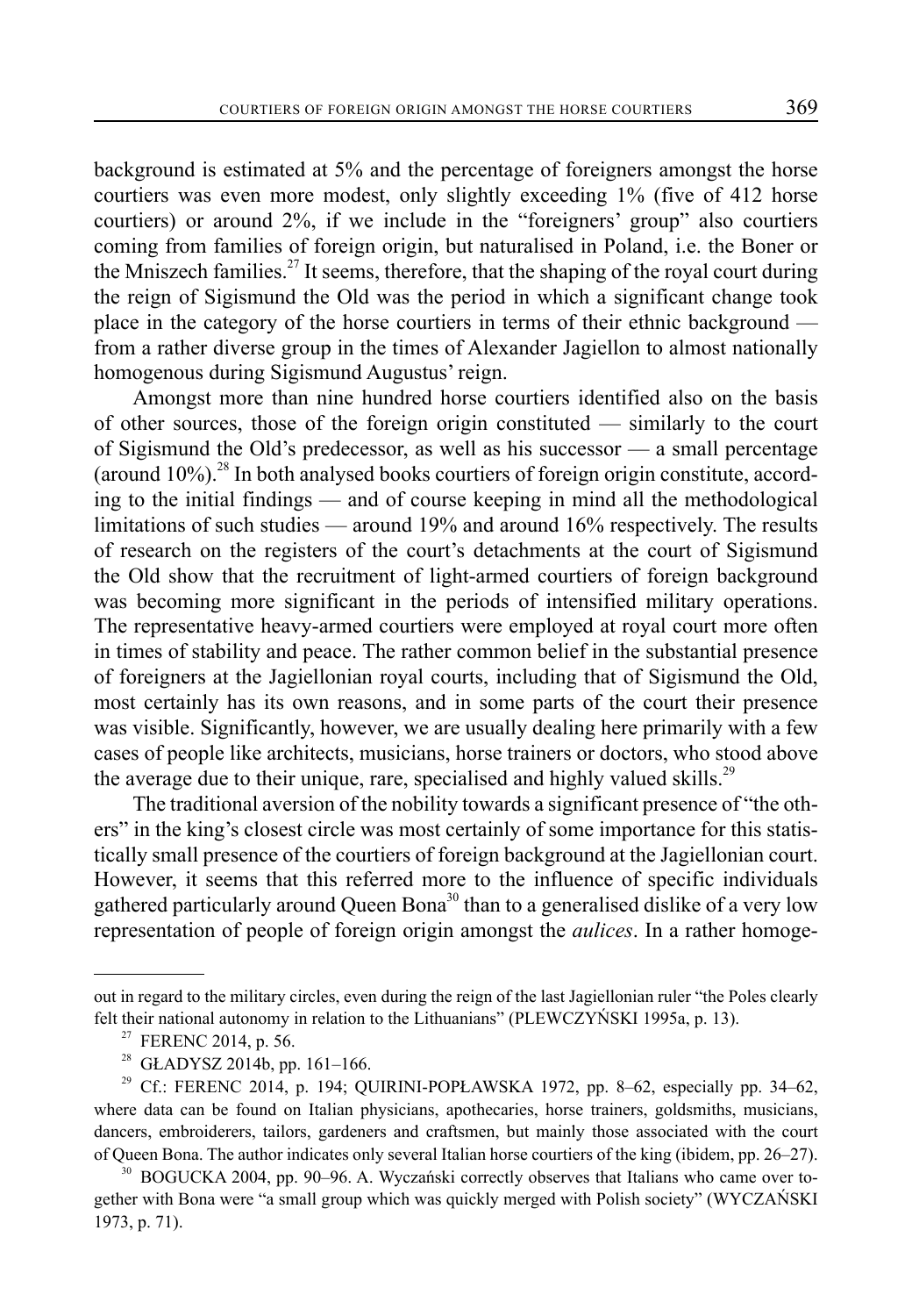background is estimated at 5% and the percentage of foreigners amongst the horse courtiers was even more modest, only slightly exceeding 1% (five of 412 horse courtiers) or around 2%, if we include in the "foreigners' group" also courtiers coming from families of foreign origin, but naturalised in Poland, i.e. the Boner or the Mniszech families.[27] It seems, therefore, that the shaping of the royal court during the reign of Sigismund the Old was the period in which a significant change took place in the category of the horse courtiers in terms of their ethnic background — from a rather diverse group in the times of Alexander Jagiellon to almost nationally homogenous during Sigismund Augustus' reign.

Amongst more than nine hundred horse courtiers identified also on the basis of other sources, those of the foreign origin constituted — similarly to the court of Sigismund the Old's predecessor, as well as his successor — a small percentage (around 10%).[28] In both analysed books courtiers of foreign origin constitute, according to the initial findings — and of course keeping in mind all the methodological limitations of such studies — around 19% and around 16% respectively. The results of research on the registers of the court's detachments at the court of Sigismund the Old show that the recruitment of light-armed courtiers of foreign background was becoming more significant in the periods of intensified military operations. The representative heavy-armed courtiers were employed at royal court more often in times of stability and peace. The rather common belief in the substantial presence of foreigners at the Jagiellonian royal courts, including that of Sigismund the Old, most certainly has its own reasons, and in some parts of the court their presence was visible. Significantly, however, we are usually dealing here primarily with a few cases of people like architects, musicians, horse trainers or doctors, who stood above the average due to their unique, rare, specialised and highly valued skills.[29]

The traditional aversion of the nobility towards a significant presence of "the others" in the king's closest circle was most certainly of some importance for this statistically small presence of the courtiers of foreign background at the Jagiellonian court. However, it seems that this referred more to the influence of specific individuals gathered particularly around Queen Bona[30] than to a generalised dislike of a very low representation of people of foreign origin amongst the *aulices*. In a rather homoge-

---

out in regard to the military circles, even during the reign of the last Jagiellonian ruler "the Poles clearly felt their national autonomy in relation to the Lithuanians" (PLEWCZYŃSKI 1995a, p. 13).

[27] FERENC 2014, p. 56.

[28] GŁADYSZ 2014b, pp. 161–166.

[29] Cf.: FERENC 2014, p. 194; QUIRINI-POPŁAWSKA 1972, pp. 8–62, especially pp. 34–62, where data can be found on Italian physicians, apothecaries, horse trainers, goldsmiths, musicians, dancers, embroiderers, tailors, gardeners and craftsmen, but mainly those associated with the court of Queen Bona. The author indicates only several Italian horse courtiers of the king (ibidem, pp. 26–27).

[30] BOGUCKA 2004, pp. 90–96. A. Wyczański correctly observes that Italians who came over together with Bona were "a small group which was quickly merged with Polish society" (WYCZAŃSKI 1973, p. 71).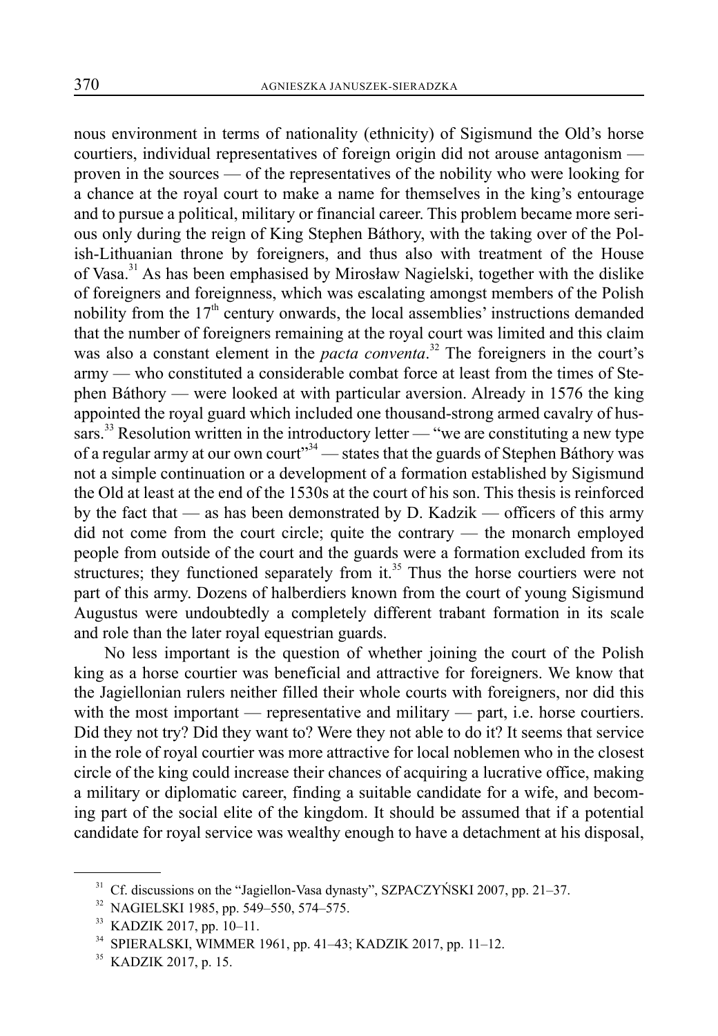nous environment in terms of nationality (ethnicity) of Sigismund the Old's horse courtiers, individual representatives of foreign origin did not arouse antagonism — proven in the sources — of the representatives of the nobility who were looking for a chance at the royal court to make a name for themselves in the king's entourage and to pursue a political, military or financial career. This problem became more serious only during the reign of King Stephen Báthory, with the taking over of the Polish-Lithuanian throne by foreigners, and thus also with treatment of the House of Vasa.[31] As has been emphasised by Mirosław Nagielski, together with the dislike of foreigners and foreignness, which was escalating amongst members of the Polish nobility from the 17th century onwards, the local assemblies' instructions demanded that the number of foreigners remaining at the royal court was limited and this claim was also a constant element in the *pacta conventa*.[32] The foreigners in the court's army — who constituted a considerable combat force at least from the times of Stephen Báthory — were looked at with particular aversion. Already in 1576 the king appointed the royal guard which included one thousand-strong armed cavalry of hussars.[33] Resolution written in the introductory letter — "we are constituting a new type of a regular army at our own court"[34] — states that the guards of Stephen Báthory was not a simple continuation or a development of a formation established by Sigismund the Old at least at the end of the 1530s at the court of his son. This thesis is reinforced by the fact that — as has been demonstrated by D. Kadzik — officers of this army did not come from the court circle; quite the contrary — the monarch employed people from outside of the court and the guards were a formation excluded from its structures; they functioned separately from it.[35] Thus the horse courtiers were not part of this army. Dozens of halberdiers known from the court of young Sigismund Augustus were undoubtedly a completely different trabant formation in its scale and role than the later royal equestrian guards.

No less important is the question of whether joining the court of the Polish king as a horse courtier was beneficial and attractive for foreigners. We know that the Jagiellonian rulers neither filled their whole courts with foreigners, nor did this with the most important — representative and military — part, i.e. horse courtiers. Did they not try? Did they want to? Were they not able to do it? It seems that service in the role of royal courtier was more attractive for local noblemen who in the closest circle of the king could increase their chances of acquiring a lucrative office, making a military or diplomatic career, finding a suitable candidate for a wife, and becoming part of the social elite of the kingdom. It should be assumed that if a potential candidate for royal service was wealthy enough to have a detachment at his disposal,

---

[31] Cf. discussions on the "Jagiellon-Vasa dynasty", SZPACZYŃSKI 2007, pp. 21–37.

[32] NAGIELSKI 1985, pp. 549–550, 574–575.

[33] KADZIK 2017, pp. 10–11.

[34] SPIERALSKI, WIMMER 1961, pp. 41–43; KADZIK 2017, pp. 11–12.

[35] KADZIK 2017, p. 15.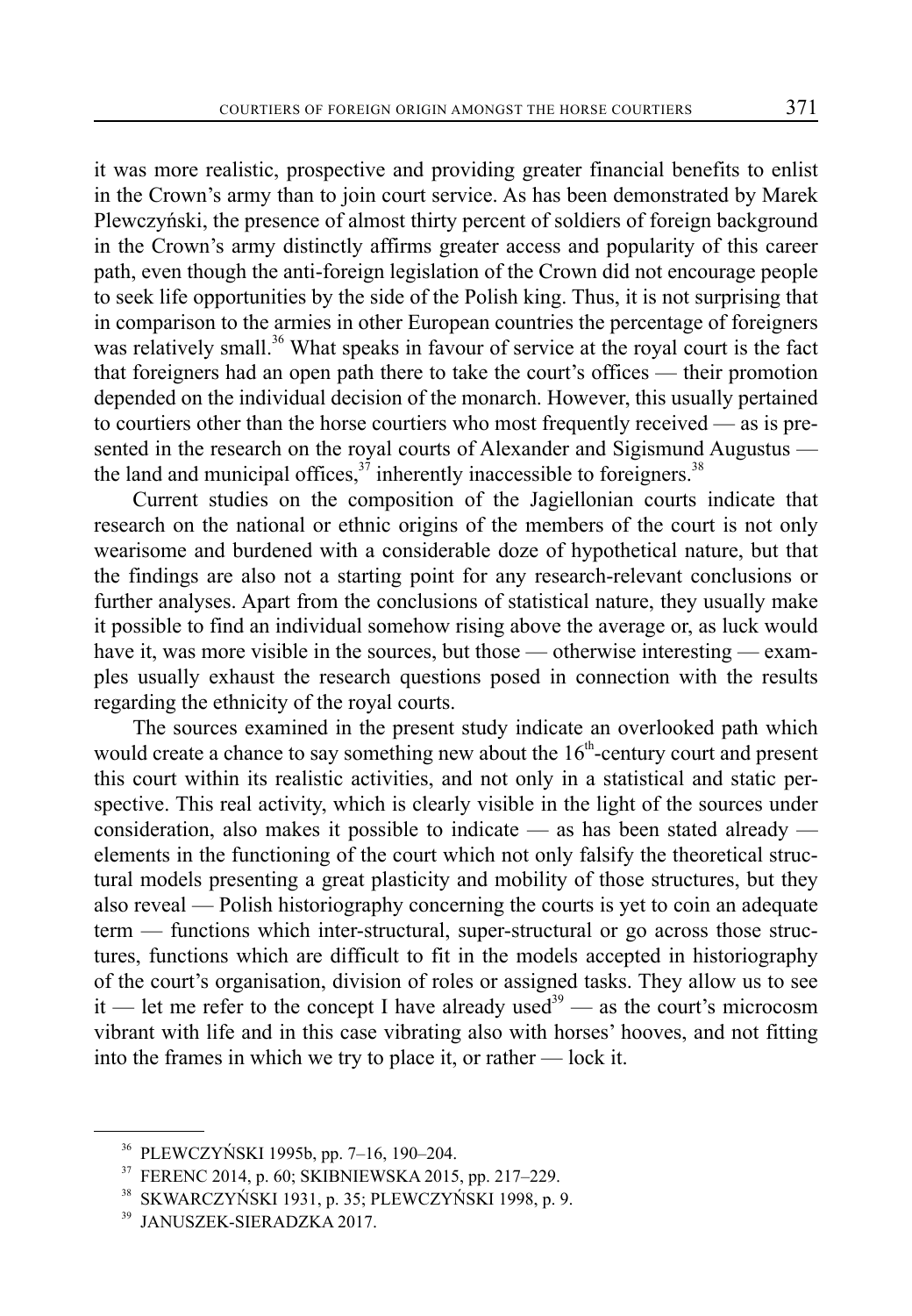it was more realistic, prospective and providing greater financial benefits to enlist in the Crown's army than to join court service. As has been demonstrated by Marek Plewczyński, the presence of almost thirty percent of soldiers of foreign background in the Crown's army distinctly affirms greater access and popularity of this career path, even though the anti-foreign legislation of the Crown did not encourage people to seek life opportunities by the side of the Polish king. Thus, it is not surprising that in comparison to the armies in other European countries the percentage of foreigners was relatively small.[36] What speaks in favour of service at the royal court is the fact that foreigners had an open path there to take the court's offices — their promotion depended on the individual decision of the monarch. However, this usually pertained to courtiers other than the horse courtiers who most frequently received — as is presented in the research on the royal courts of Alexander and Sigismund Augustus — the land and municipal offices,[37] inherently inaccessible to foreigners.[38]

Current studies on the composition of the Jagiellonian courts indicate that research on the national or ethnic origins of the members of the court is not only wearisome and burdened with a considerable doze of hypothetical nature, but that the findings are also not a starting point for any research-relevant conclusions or further analyses. Apart from the conclusions of statistical nature, they usually make it possible to find an individual somehow rising above the average or, as luck would have it, was more visible in the sources, but those — otherwise interesting — examples usually exhaust the research questions posed in connection with the results regarding the ethnicity of the royal courts.

The sources examined in the present study indicate an overlooked path which would create a chance to say something new about the 16th-century court and present this court within its realistic activities, and not only in a statistical and static perspective. This real activity, which is clearly visible in the light of the sources under consideration, also makes it possible to indicate — as has been stated already — elements in the functioning of the court which not only falsify the theoretical structural models presenting a great plasticity and mobility of those structures, but they also reveal — Polish historiography concerning the courts is yet to coin an adequate term — functions which inter-structural, super-structural or go across those structures, functions which are difficult to fit in the models accepted in historiography of the court's organisation, division of roles or assigned tasks. They allow us to see it — let me refer to the concept I have already used[39] — as the court's microcosm vibrant with life and in this case vibrating also with horses' hooves, and not fitting into the frames in which we try to place it, or rather — lock it.

---

[36] PLEWCZYŃSKI 1995b, pp. 7–16, 190–204.

[37] FERENC 2014, p. 60; SKIBNIEWSKA 2015, pp. 217–229.

[38] SKWARCZYŃSKI 1931, p. 35; PLEWCZYŃSKI 1998, p. 9.

[39] JANUSZEK-SIERADZKA 2017.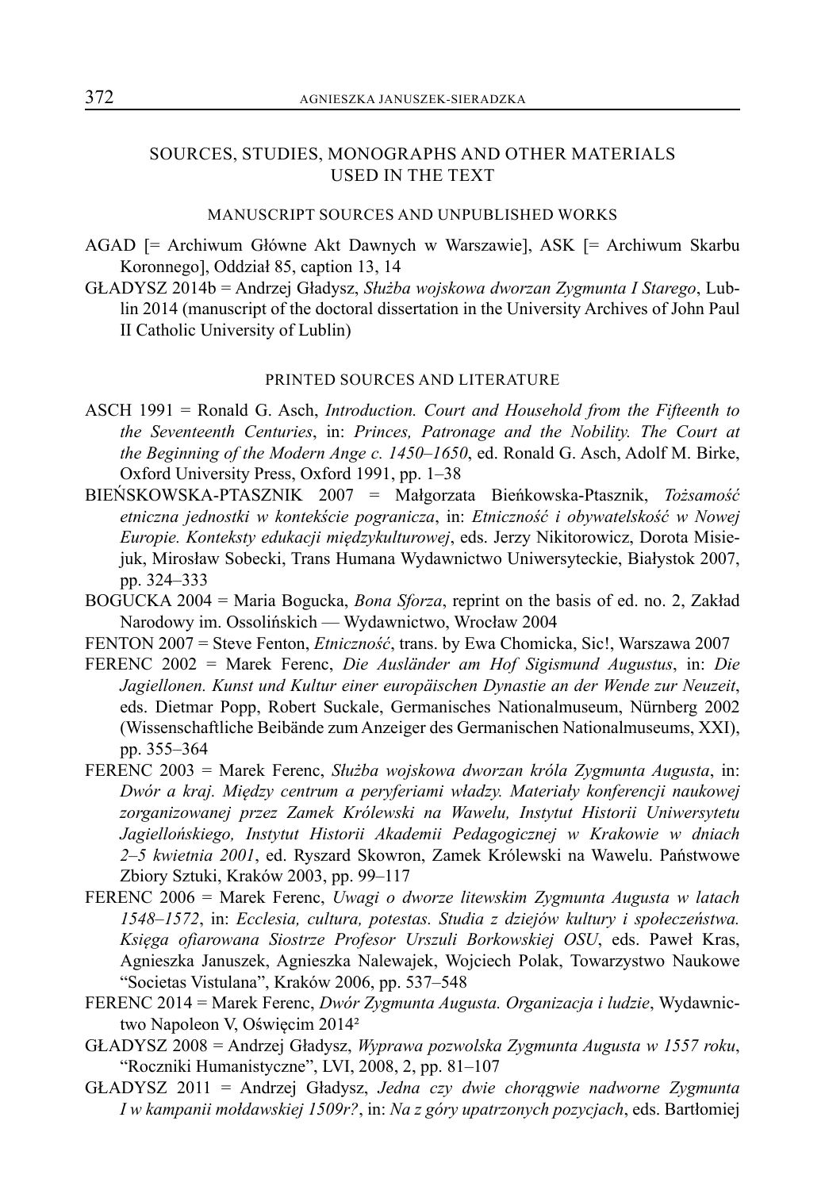## SOURCES, STUDIES, MONOGRAPHS AND OTHER MATERIALS USED IN THE TEXT

### MANUSCRIPT SOURCES AND UNPUBLISHED WORKS

AGAD [= Archiwum Główne Akt Dawnych w Warszawie], ASK [= Archiwum Skarbu Koronnego], Oddział 85, caption 13, 14

GŁADYSZ 2014b = Andrzej Gładysz, *Służba wojskowa dworzan Zygmunta I Starego*, Lublin 2014 (manuscript of the doctoral dissertation in the University Archives of John Paul II Catholic University of Lublin)

### PRINTED SOURCES AND LITERATURE

ASCH 1991 = Ronald G. Asch, *Introduction. Court and Household from the Fifteenth to the Seventeenth Centuries*, in: *Princes, Patronage and the Nobility. The Court at the Beginning of the Modern Ange c. 1450–1650*, ed. Ronald G. Asch, Adolf M. Birke, Oxford University Press, Oxford 1991, pp. 1–38

BIEŃSKOWSKA-PTASZNIK 2007 = Małgorzata Bieńkowska-Ptasznik, *Tożsamość etniczna jednostki w kontekście pogranicza*, in: *Etniczność i obywatelskość w Nowej Europie. Konteksty edukacji międzykulturowej*, eds. Jerzy Nikitorowicz, Dorota Misiejuk, Mirosław Sobecki, Trans Humana Wydawnictwo Uniwersyteckie, Białystok 2007, pp. 324–333

BOGUCKA 2004 = Maria Bogucka, *Bona Sforza*, reprint on the basis of ed. no. 2, Zakład Narodowy im. Ossolińskich — Wydawnictwo, Wrocław 2004

FENTON 2007 = Steve Fenton, *Etniczność*, trans. by Ewa Chomicka, Sic!, Warszawa 2007

FERENC 2002 = Marek Ferenc, *Die Ausländer am Hof Sigismund Augustus*, in: *Die Jagiellonen. Kunst und Kultur einer europäischen Dynastie an der Wende zur Neuzeit*, eds. Dietmar Popp, Robert Suckale, Germanisches Nationalmuseum, Nürnberg 2002 (Wissenschaftliche Beibände zum Anzeiger des Germanischen Nationalmuseums, XXI), pp. 355–364

FERENC 2003 = Marek Ferenc, *Służba wojskowa dworzan króla Zygmunta Augusta*, in: *Dwór a kraj. Między centrum a peryferiami władzy. Materiały konferencji naukowej zorganizowanej przez Zamek Królewski na Wawelu, Instytut Historii Uniwersytetu Jagiellońskiego, Instytut Historii Akademii Pedagogicznej w Krakowie w dniach 2–5 kwietnia 2001*, ed. Ryszard Skowron, Zamek Królewski na Wawelu. Państwowe Zbiory Sztuki, Kraków 2003, pp. 99–117

FERENC 2006 = Marek Ferenc, *Uwagi o dworze litewskim Zygmunta Augusta w latach 1548–1572*, in: *Ecclesia, cultura, potestas. Studia z dziejów kultury i społeczeństwa. Księga ofiarowana Siostrze Profesor Urszuli Borkowskiej OSU*, eds. Paweł Kras, Agnieszka Januszek, Agnieszka Nalewajek, Wojciech Polak, Towarzystwo Naukowe "Societas Vistulana", Kraków 2006, pp. 537–548

FERENC 2014 = Marek Ferenc, *Dwór Zygmunta Augusta. Organizacja i ludzie*, Wydawnictwo Napoleon V, Oświęcim 2014²

GŁADYSZ 2008 = Andrzej Gładysz, *Wyprawa pozwolska Zygmunta Augusta w 1557 roku*, "Roczniki Humanistyczne", LVI, 2008, 2, pp. 81–107

GŁADYSZ 2011 = Andrzej Gładysz, *Jedna czy dwie chorągwie nadworne Zygmunta I w kampanii mołdawskiej 1509r?*, in: *Na z góry upatrzonych pozycjach*, eds. Bartłomiej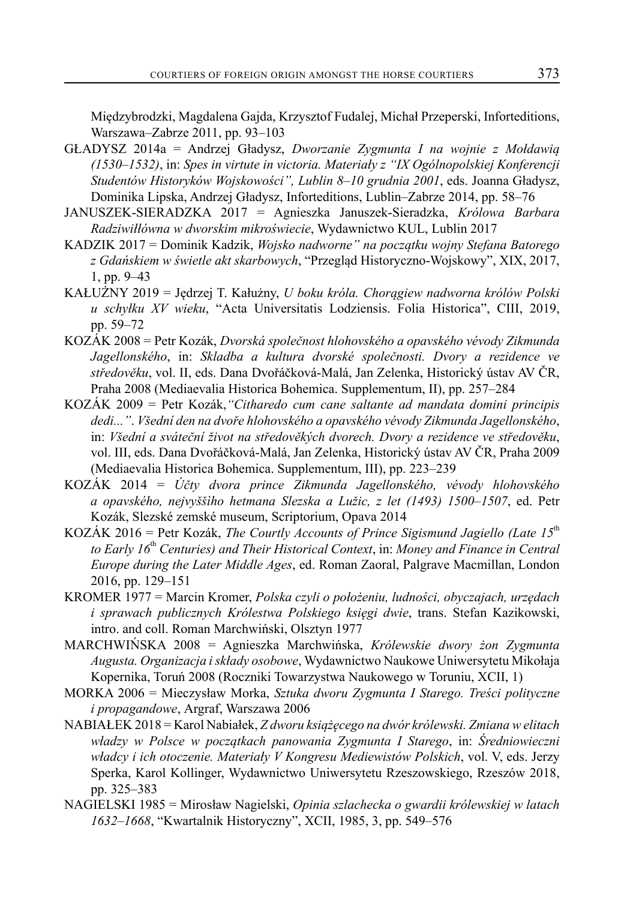Międzybrodzki, Magdalena Gajda, Krzysztof Fudalej, Michał Przeperski, Inforteditions, Warszawa–Zabrze 2011, pp. 93–103

GŁADYSZ 2014a = Andrzej Gładysz, *Dworzanie Zygmunta I na wojnie z Mołdawią (1530–1532)*, in: *Spes in virtute in victoria. Materiały z "IX Ogólnopolskiej Konferencji Studentów Historyków Wojskowości", Lublin 8–10 grudnia 2001*, eds. Joanna Gładysz, Dominika Lipska, Andrzej Gładysz, Inforteditions, Lublin–Zabrze 2014, pp. 58–76

JANUSZEK-SIERADZKA 2017 = Agnieszka Januszek-Sieradzka, *Królowa Barbara Radziwiłłówna w dworskim mikroświecie*, Wydawnictwo KUL, Lublin 2017

KADZIK 2017 = Dominik Kadzik, *Wojsko nadworne" na początku wojny Stefana Batorego z Gdańskiem w świetle akt skarbowych*, "Przegląd Historyczno-Wojskowy", XIX, 2017, 1, pp. 9–43

KAŁUŻNY 2019 = Jędrzej T. Kałużny, *U boku króla. Chorągiew nadworna królów Polski u schyłku XV wieku*, "Acta Universitatis Lodziensis. Folia Historica", CIII, 2019, pp. 59–72

KOZÁK 2008 = Petr Kozák, *Dvorská společnost hlohovského a opavského vévody Zikmunda Jagellonského*, in: *Skladba a kultura dvorské společnosti. Dvory a rezidence ve středověku*, vol. II, eds. Dana Dvořáčková-Malá, Jan Zelenka, Historický ústav AV ČR, Praha 2008 (Mediaevalia Historica Bohemica. Supplementum, II), pp. 257–284

KOZÁK 2009 = Petr Kozák, *"Citharedo cum cane saltante ad mandata domini principis dedi...". Všední den na dvoře hlohovského a opavského vévody Zikmunda Jagellonského*, in: *Všední a sváteční život na středověkých dvorech. Dvory a rezidence ve středověku*, vol. III, eds. Dana Dvořáčková-Malá, Jan Zelenka, Historický ústav AV ČR, Praha 2009 (Mediaevalia Historica Bohemica. Supplementum, III), pp. 223–239

KOZÁK 2014 = *Účty dvora prince Zikmunda Jagellonského, vévody hlohovského a opavského, nejvyššího hetmana Slezska a Lužic, z let (1493) 1500–1507*, ed. Petr Kozák, Slezské zemské museum, Scriptorium, Opava 2014

KOZÁK 2016 = Petr Kozák, *The Courtly Accounts of Prince Sigismund Jagiello (Late 15th to Early 16th Centuries) and Their Historical Context*, in: *Money and Finance in Central Europe during the Later Middle Ages*, ed. Roman Zaoral, Palgrave Macmillan, London 2016, pp. 129–151

KROMER 1977 = Marcin Kromer, *Polska czyli o położeniu, ludności, obyczajach, urzędach i sprawach publicznych Królestwa Polskiego księgi dwie*, trans. Stefan Kazikowski, intro. and coll. Roman Marchwiński, Olsztyn 1977

MARCHWIŃSKA 2008 = Agnieszka Marchwińska, *Królewskie dwory żon Zygmunta Augusta. Organizacja i składy osobowe*, Wydawnictwo Naukowe Uniwersytetu Mikołaja Kopernika, Toruń 2008 (Roczniki Towarzystwa Naukowego w Toruniu, XCII, 1)

MORKA 2006 = Mieczysław Morka, *Sztuka dworu Zygmunta I Starego. Treści polityczne i propagandowe*, Argraf, Warszawa 2006

NABIAŁEK 2018 = Karol Nabiałek, *Z dworu książęcego na dwór królewski. Zmiana w elitach władzy w Polsce w początkach panowania Zygmunta I Starego*, in: *Średniowieczni władcy i ich otoczenie. Materiały V Kongresu Mediewistów Polskich*, vol. V, eds. Jerzy Sperka, Karol Kollinger, Wydawnictwo Uniwersytetu Rzeszowskiego, Rzeszów 2018, pp. 325–383

NAGIELSKI 1985 = Mirosław Nagielski, *Opinia szlachecka o gwardii królewskiej w latach 1632–1668*, "Kwartalnik Historyczny", XCII, 1985, 3, pp. 549–576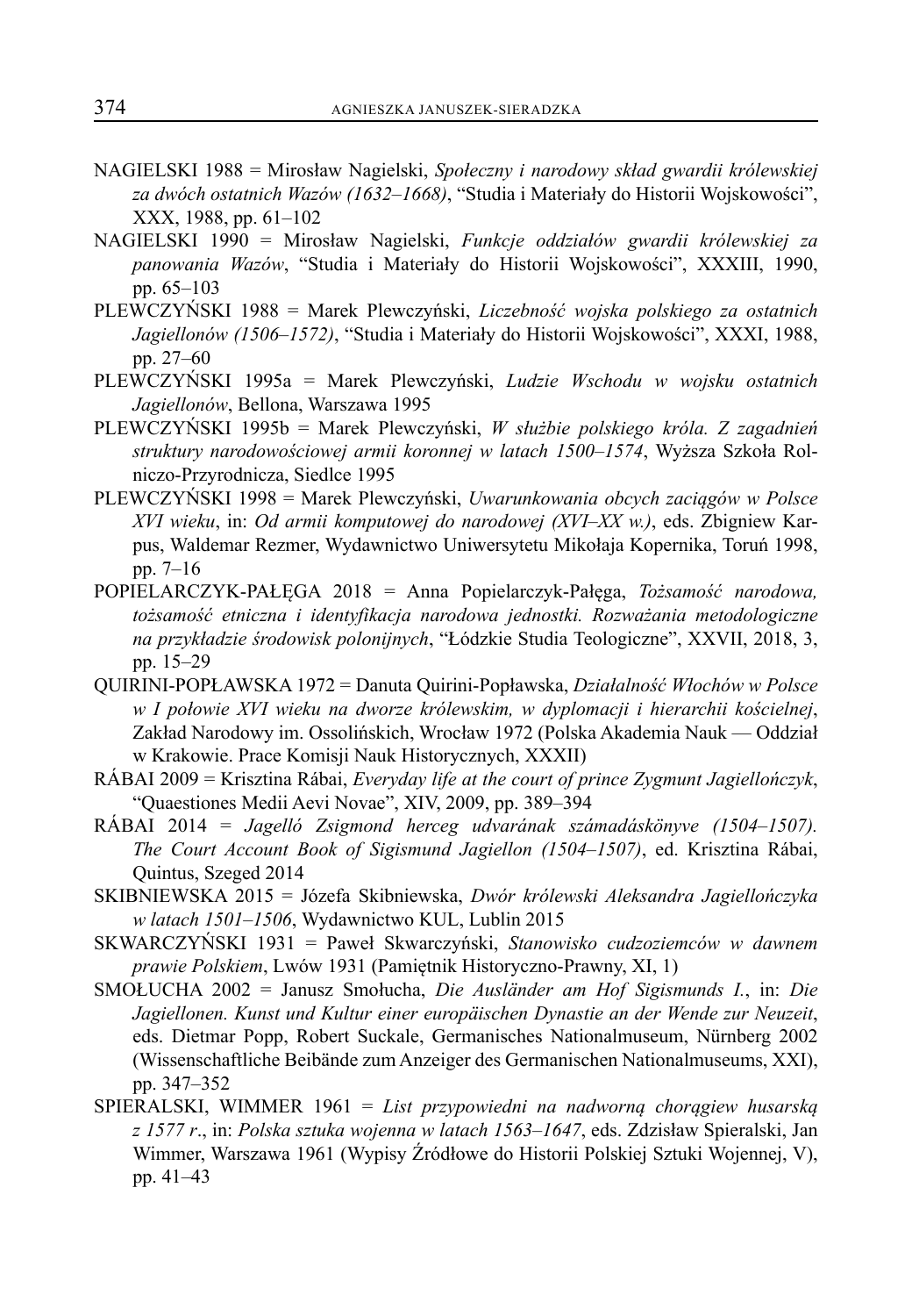NAGIELSKI 1988 = Mirosław Nagielski, *Społeczny i narodowy skład gwardii królewskiej za dwóch ostatnich Wazów (1632–1668)*, "Studia i Materiały do Historii Wojskowości", XXX, 1988, pp. 61–102

NAGIELSKI 1990 = Mirosław Nagielski, *Funkcje oddziałów gwardii królewskiej za panowania Wazów*, "Studia i Materiały do Historii Wojskowości", XXXIII, 1990, pp. 65–103

PLEWCZYŃSKI 1988 = Marek Plewczyński, *Liczebność wojska polskiego za ostatnich Jagiellonów (1506–1572)*, "Studia i Materiały do Historii Wojskowości", XXXI, 1988, pp. 27–60

PLEWCZYŃSKI 1995a = Marek Plewczyński, *Ludzie Wschodu w wojsku ostatnich Jagiellonów*, Bellona, Warszawa 1995

PLEWCZYŃSKI 1995b = Marek Plewczyński, *W służbie polskiego króla. Z zagadnień struktury narodowościowej armii koronnej w latach 1500–1574*, Wyższa Szkoła Rolniczo-Przyrodnicza, Siedlce 1995

PLEWCZYŃSKI 1998 = Marek Plewczyński, *Uwarunkowania obcych zaciągów w Polsce XVI wieku*, in: *Od armii komputowej do narodowej (XVI–XX w.)*, eds. Zbigniew Karpus, Waldemar Rezmer, Wydawnictwo Uniwersytetu Mikołaja Kopernika, Toruń 1998, pp. 7–16

POPIELARCZYK-PAŁĘGA 2018 = Anna Popielarczyk-Pałęga, *Tożsamość narodowa, tożsamość etniczna i identyfikacja narodowa jednostki. Rozważania metodologiczne na przykładzie środowisk polonijnych*, "Łódzkie Studia Teologiczne", XXVII, 2018, 3, pp. 15–29

QUIRINI-POPŁAWSKA 1972 = Danuta Quirini-Popławska, *Działalność Włochów w Polsce w I połowie XVI wieku na dworze królewskim, w dyplomacji i hierarchii kościelnej*, Zakład Narodowy im. Ossolińskich, Wrocław 1972 (Polska Akademia Nauk — Oddział w Krakowie. Prace Komisji Nauk Historycznych, XXXII)

RÁBAI 2009 = Krisztina Rábai, *Everyday life at the court of prince Zygmunt Jagiellończyk*, "Quaestiones Medii Aevi Novae", XIV, 2009, pp. 389–394

RÁBAI 2014 = *Jagelló Zsigmond herceg udvarának számadáskönyve (1504–1507). The Court Account Book of Sigismund Jagiellon (1504–1507)*, ed. Krisztina Rábai, Quintus, Szeged 2014

SKIBNIEWSKA 2015 = Józefa Skibniewska, *Dwór królewski Aleksandra Jagiellończyka w latach 1501–1506*, Wydawnictwo KUL, Lublin 2015

SKWARCZYŃSKI 1931 = Paweł Skwarczyński, *Stanowisko cudzoziemców w dawnem prawie Polskiem*, Lwów 1931 (Pamiętnik Historyczno-Prawny, XI, 1)

SMOŁUCHA 2002 = Janusz Smołucha, *Die Ausländer am Hof Sigismunds I.*, in: *Die Jagiellonen. Kunst und Kultur einer europäischen Dynastie an der Wende zur Neuzeit*, eds. Dietmar Popp, Robert Suckale, Germanisches Nationalmuseum, Nürnberg 2002 (Wissenschaftliche Beibände zum Anzeiger des Germanischen Nationalmuseums, XXI), pp. 347–352

SPIERALSKI, WIMMER 1961 = *List przypowiedni na nadworną chorągiew husarską z 1577 r.*, in: *Polska sztuka wojenna w latach 1563–1647*, eds. Zdzisław Spieralski, Jan Wimmer, Warszawa 1961 (Wypisy Źródłowe do Historii Polskiej Sztuki Wojennej, V), pp. 41–43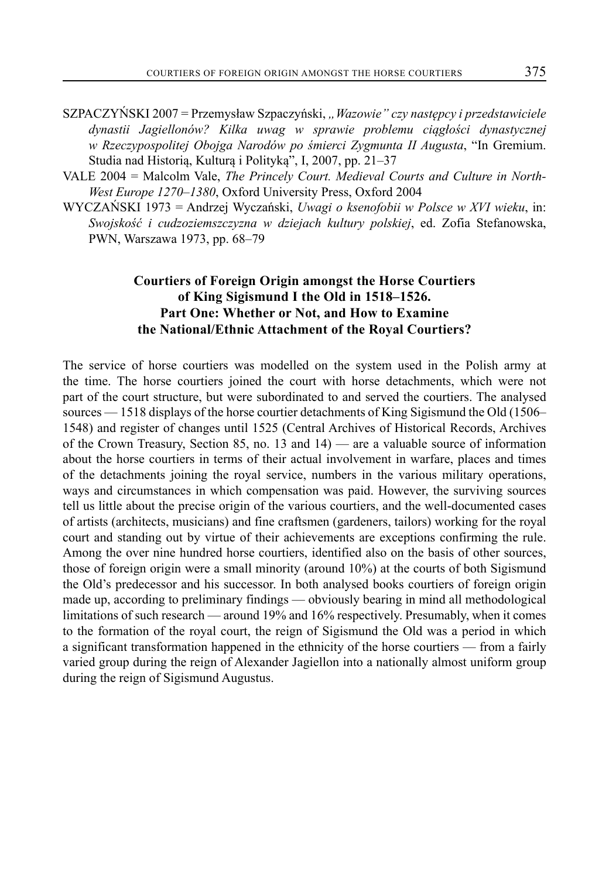SZPACZYŃSKI 2007 = Przemysław Szpaczyński, *„Wazowie" czy następcy i przedstawiciele dynastii Jagiellonów? Kilka uwag w sprawie problemu ciągłości dynastycznej w Rzeczypospolitej Obojga Narodów po śmierci Zygmunta II Augusta*, "In Gremium. Studia nad Historią, Kulturą i Polityką", I, 2007, pp. 21–37

VALE 2004 = Malcolm Vale, *The Princely Court. Medieval Courts and Culture in North-West Europe 1270–1380*, Oxford University Press, Oxford 2004

WYCZAŃSKI 1973 = Andrzej Wyczański, *Uwagi o ksenofobii w Polsce w XVI wieku*, in: *Swojskość i cudzoziemszczyzna w dziejach kultury polskiej*, ed. Zofia Stefanowska, PWN, Warszawa 1973, pp. 68–79

**Courtiers of Foreign Origin amongst the Horse Courtiers of King Sigismund I the Old in 1518–1526. Part One: Whether or Not, and How to Examine the National/Ethnic Attachment of the Royal Courtiers?**

The service of horse courtiers was modelled on the system used in the Polish army at the time. The horse courtiers joined the court with horse detachments, which were not part of the court structure, but were subordinated to and served the courtiers. The analysed sources — 1518 displays of the horse courtier detachments of King Sigismund the Old (1506–1548) and register of changes until 1525 (Central Archives of Historical Records, Archives of the Crown Treasury, Section 85, no. 13 and 14) — are a valuable source of information about the horse courtiers in terms of their actual involvement in warfare, places and times of the detachments joining the royal service, numbers in the various military operations, ways and circumstances in which compensation was paid. However, the surviving sources tell us little about the precise origin of the various courtiers, and the well-documented cases of artists (architects, musicians) and fine craftsmen (gardeners, tailors) working for the royal court and standing out by virtue of their achievements are exceptions confirming the rule. Among the over nine hundred horse courtiers, identified also on the basis of other sources, those of foreign origin were a small minority (around 10%) at the courts of both Sigismund the Old's predecessor and his successor. In both analysed books courtiers of foreign origin made up, according to preliminary findings — obviously bearing in mind all methodological limitations of such research — around 19% and 16% respectively. Presumably, when it comes to the formation of the royal court, the reign of Sigismund the Old was a period in which a significant transformation happened in the ethnicity of the horse courtiers — from a fairly varied group during the reign of Alexander Jagiellon into a nationally almost uniform group during the reign of Sigismund Augustus.